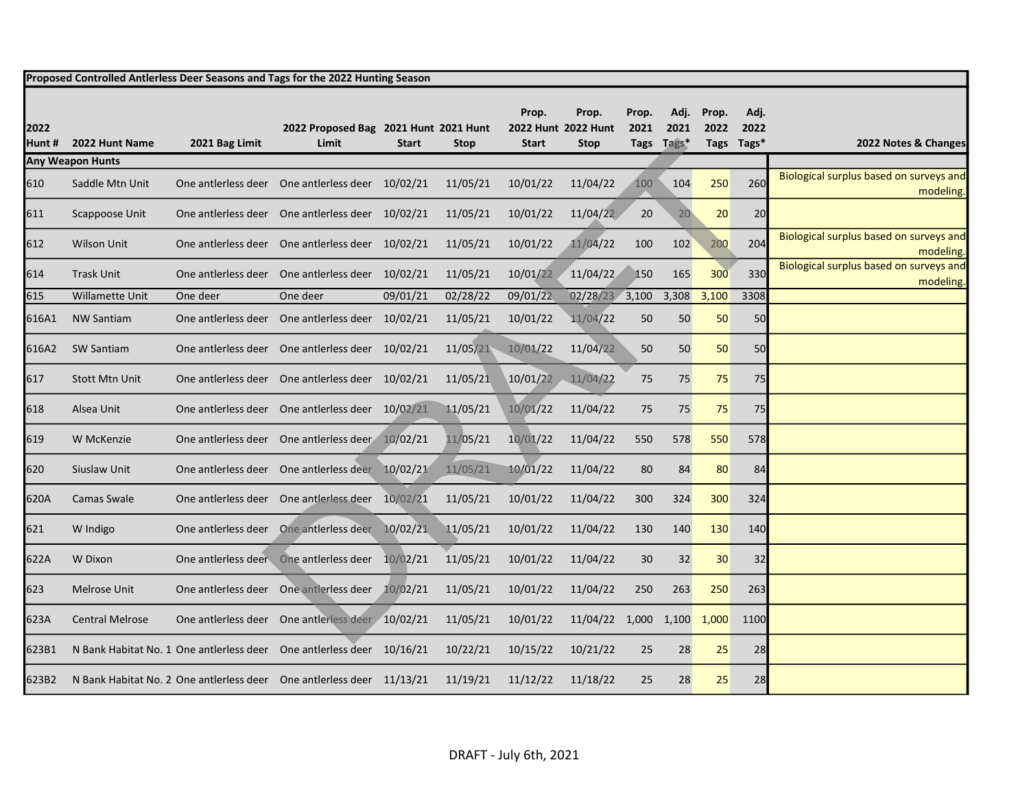**Proposed Controlled Antlerless Deer Seasons and Tags for the 2022 Hunting Season**

| 2022 Hunt # | 2022 Hunt Name | 2021 Bag Limit | 2022 Proposed Bag Limit | 2021 Hunt Start | 2021 Hunt Stop | Prop. 2022 Hunt Start | Prop. 2022 Hunt Stop | Prop. 2021 Tags | Adj. 2021 Tags* | Prop. 2022 Tags | Adj. 2022 Tags* | 2022 Notes & Changes |
|---|---|---|---|---|---|---|---|---|---|---|---|---|
| **Any Weapon Hunts** | | | | | | | | | | | | |
| 610 | Saddle Mtn Unit | One antlerless deer | One antlerless deer | 10/02/21 | 11/05/21 | 10/01/22 | 11/04/22 | 100 | 104 | 250 | 260 | Biological surplus based on surveys and modeling. |
| 611 | Scappoose Unit | One antlerless deer | One antlerless deer | 10/02/21 | 11/05/21 | 10/01/22 | 11/04/22 | 20 | 20 | 20 | 20 | |
| 612 | Wilson Unit | One antlerless deer | One antlerless deer | 10/02/21 | 11/05/21 | 10/01/22 | 11/04/22 | 100 | 102 | 200 | 204 | Biological surplus based on surveys and modeling. |
| 614 | Trask Unit | One antlerless deer | One antlerless deer | 10/02/21 | 11/05/21 | 10/01/22 | 11/04/22 | 150 | 165 | 300 | 330 | Biological surplus based on surveys and modeling. |
| 615 | Willamette Unit | One deer | One deer | 09/01/21 | 02/28/22 | 09/01/22 | 02/28/23 | 3,100 | 3,308 | 3,100 | 3308 | |
| 616A1 | NW Santiam | One antlerless deer | One antlerless deer | 10/02/21 | 11/05/21 | 10/01/22 | 11/04/22 | 50 | 50 | 50 | 50 | |
| 616A2 | SW Santiam | One antlerless deer | One antlerless deer | 10/02/21 | 11/05/21 | 10/01/22 | 11/04/22 | 50 | 50 | 50 | 50 | |
| 617 | Stott Mtn Unit | One antlerless deer | One antlerless deer | 10/02/21 | 11/05/21 | 10/01/22 | 11/04/22 | 75 | 75 | 75 | 75 | |
| 618 | Alsea Unit | One antlerless deer | One antlerless deer | 10/02/21 | 11/05/21 | 10/01/22 | 11/04/22 | 75 | 75 | 75 | 75 | |
| 619 | W McKenzie | One antlerless deer | One antlerless deer | 10/02/21 | 11/05/21 | 10/01/22 | 11/04/22 | 550 | 578 | 550 | 578 | |
| 620 | Siuslaw Unit | One antlerless deer | One antlerless deer | 10/02/21 | 11/05/21 | 10/01/22 | 11/04/22 | 80 | 84 | 80 | 84 | |
| 620A | Camas Swale | One antlerless deer | One antlerless deer | 10/02/21 | 11/05/21 | 10/01/22 | 11/04/22 | 300 | 324 | 300 | 324 | |
| 621 | W Indigo | One antlerless deer | One antlerless deer | 10/02/21 | 11/05/21 | 10/01/22 | 11/04/22 | 130 | 140 | 130 | 140 | |
| 622A | W Dixon | One antlerless deer | One antlerless deer | 10/02/21 | 11/05/21 | 10/01/22 | 11/04/22 | 30 | 32 | 30 | 32 | |
| 623 | Melrose Unit | One antlerless deer | One antlerless deer | 10/02/21 | 11/05/21 | 10/01/22 | 11/04/22 | 250 | 263 | 250 | 263 | |
| 623A | Central Melrose | One antlerless deer | One antlerless deer | 10/02/21 | 11/05/21 | 10/01/22 | 11/04/22 | 1,000 | 1,100 | 1,000 | 1100 | |
| 623B1 | N Bank Habitat No. 1 | One antlerless deer | One antlerless deer | 10/16/21 | 10/22/21 | 10/15/22 | 10/21/22 | 25 | 28 | 25 | 28 | |
| 623B2 | N Bank Habitat No. 2 | One antlerless deer | One antlerless deer | 11/13/21 | 11/19/21 | 11/12/22 | 11/18/22 | 25 | 28 | 25 | 28 | |

DRAFT - July 6th, 2021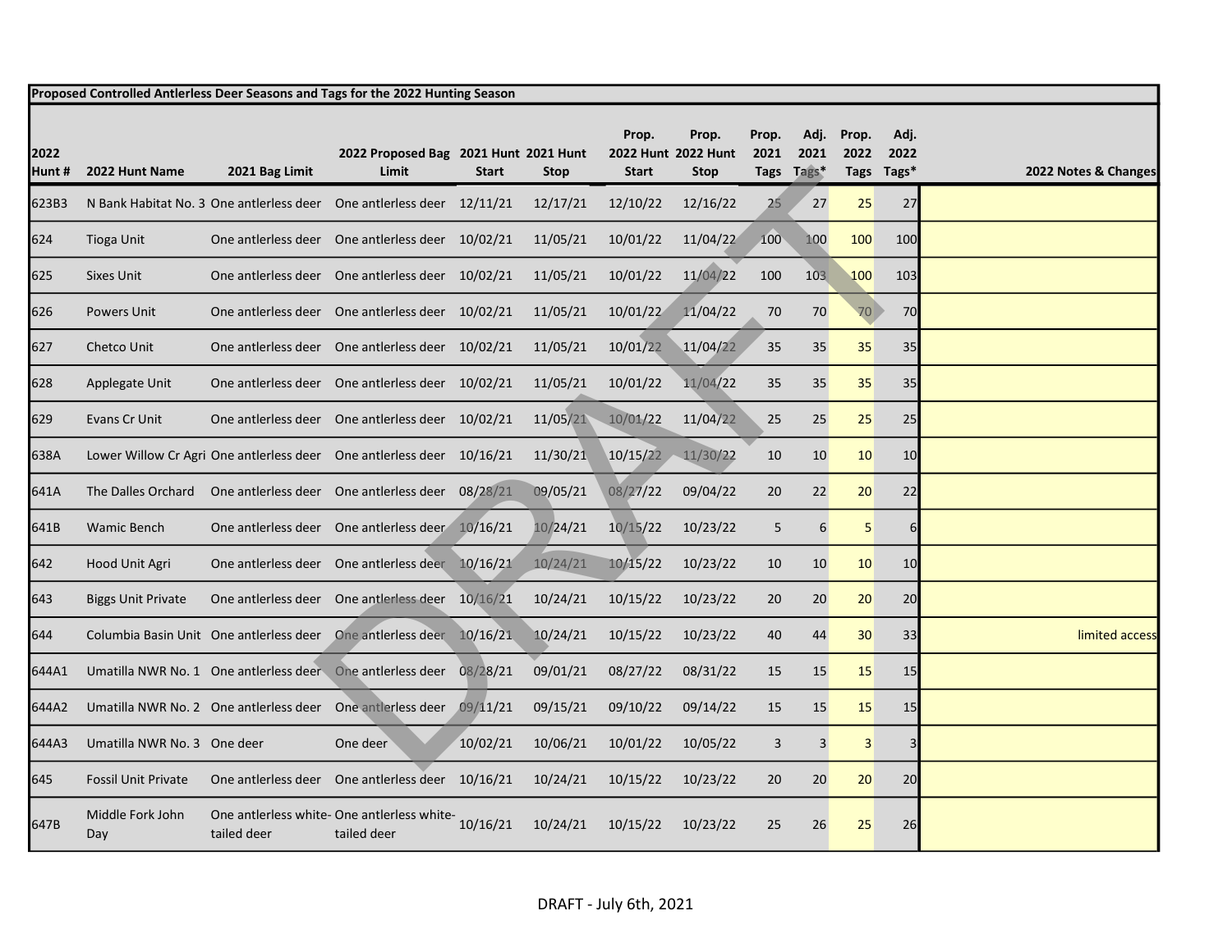| Proposed Controlled Antlerless Deer Seasons and Tags for the 2022 Hunting Season | | | | | | | | | | | | | |
|---|---|---|---|---|---|---|---|---|---|---|---|---|---|
| 2022 Hunt # | 2022 Hunt Name | 2021 Bag Limit | 2022 Proposed Bag Limit | 2021 Hunt Start | 2021 Hunt Stop | Prop. 2022 Hunt Start | Prop. 2022 Hunt Stop | Prop. 2021 Tags | Adj. 2021 Tags* | Prop. 2022 Tags | Adj. 2022 Tags* | 2022 Notes & Changes |
| 623B3 | N Bank Habitat No. 3 | One antlerless deer | One antlerless deer | 12/11/21 | 12/17/21 | 12/10/22 | 12/16/22 | 25 | 27 | 25 | 27 | |
| 624 | Tioga Unit | One antlerless deer | One antlerless deer | 10/02/21 | 11/05/21 | 10/01/22 | 11/04/22 | 100 | 100 | 100 | 100 | |
| 625 | Sixes Unit | One antlerless deer | One antlerless deer | 10/02/21 | 11/05/21 | 10/01/22 | 11/04/22 | 100 | 103 | 100 | 103 | |
| 626 | Powers Unit | One antlerless deer | One antlerless deer | 10/02/21 | 11/05/21 | 10/01/22 | 11/04/22 | 70 | 70 | 70 | 70 | |
| 627 | Chetco Unit | One antlerless deer | One antlerless deer | 10/02/21 | 11/05/21 | 10/01/22 | 11/04/22 | 35 | 35 | 35 | 35 | |
| 628 | Applegate Unit | One antlerless deer | One antlerless deer | 10/02/21 | 11/05/21 | 10/01/22 | 11/04/22 | 35 | 35 | 35 | 35 | |
| 629 | Evans Cr Unit | One antlerless deer | One antlerless deer | 10/02/21 | 11/05/21 | 10/01/22 | 11/04/22 | 25 | 25 | 25 | 25 | |
| 638A | Lower Willow Cr Agri | One antlerless deer | One antlerless deer | 10/16/21 | 11/30/21 | 10/15/22 | 11/30/22 | 10 | 10 | 10 | 10 | |
| 641A | The Dalles Orchard | One antlerless deer | One antlerless deer | 08/28/21 | 09/05/21 | 08/27/22 | 09/04/22 | 20 | 22 | 20 | 22 | |
| 641B | Wamic Bench | One antlerless deer | One antlerless deer | 10/16/21 | 10/24/21 | 10/15/22 | 10/23/22 | 5 | 6 | 5 | 6 | |
| 642 | Hood Unit Agri | One antlerless deer | One antlerless deer | 10/16/21 | 10/24/21 | 10/15/22 | 10/23/22 | 10 | 10 | 10 | 10 | |
| 643 | Biggs Unit Private | One antlerless deer | One antlerless deer | 10/16/21 | 10/24/21 | 10/15/22 | 10/23/22 | 20 | 20 | 20 | 20 | |
| 644 | Columbia Basin Unit | One antlerless deer | One antlerless deer | 10/16/21 | 10/24/21 | 10/15/22 | 10/23/22 | 40 | 44 | 30 | 33 | limited access |
| 644A1 | Umatilla NWR No. 1 | One antlerless deer | One antlerless deer | 08/28/21 | 09/01/21 | 08/27/22 | 08/31/22 | 15 | 15 | 15 | 15 | |
| 644A2 | Umatilla NWR No. 2 | One antlerless deer | One antlerless deer | 09/11/21 | 09/15/21 | 09/10/22 | 09/14/22 | 15 | 15 | 15 | 15 | |
| 644A3 | Umatilla NWR No. 3 | One deer | One deer | 10/02/21 | 10/06/21 | 10/01/22 | 10/05/22 | 3 | 3 | 3 | 3 | |
| 645 | Fossil Unit Private | One antlerless deer | One antlerless deer | 10/16/21 | 10/24/21 | 10/15/22 | 10/23/22 | 20 | 20 | 20 | 20 | |
| 647B | Middle Fork John Day | One antlerless white-tailed deer | One antlerless white-tailed deer | 10/16/21 | 10/24/21 | 10/15/22 | 10/23/22 | 25 | 26 | 25 | 26 | |

DRAFT - July 6th, 2021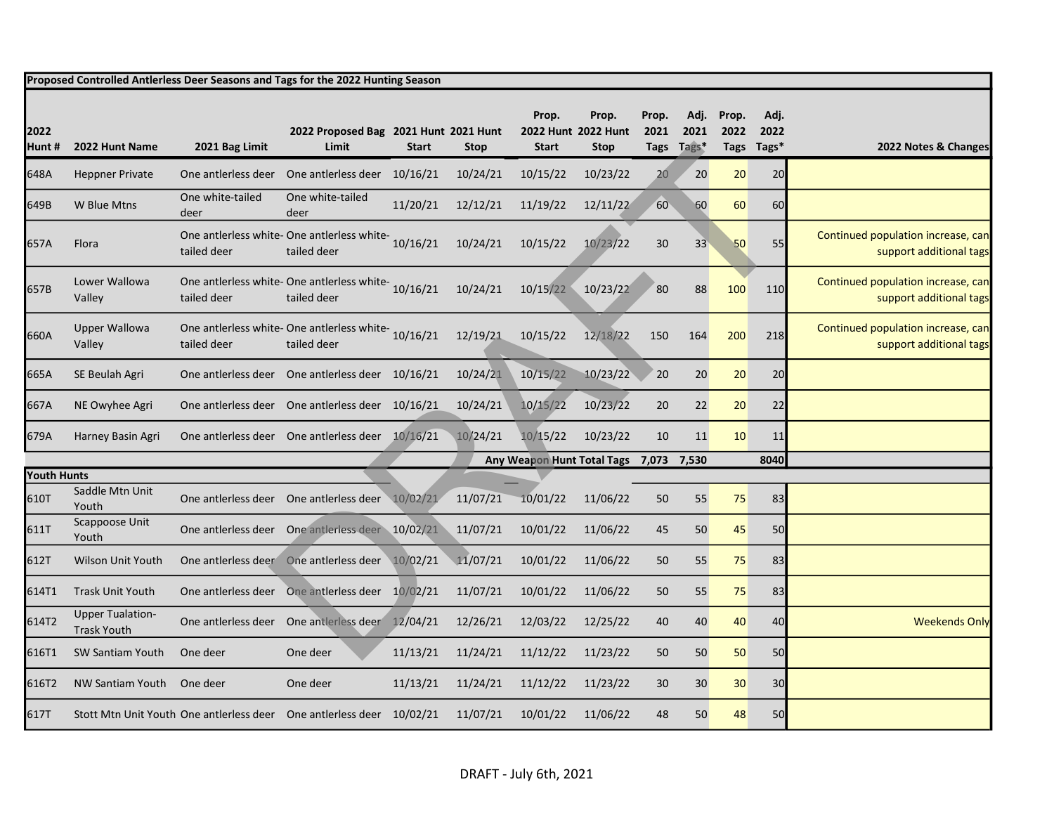| Proposed Controlled Antlerless Deer Seasons and Tags for the 2022 Hunting Season | | | | | | | | | | | | | |
|---|---|---|---|---|---|---|---|---|---|---|---|---|---|
| 2022 Hunt # | 2022 Hunt Name | 2021 Bag Limit | 2022 Proposed Bag Limit | 2021 Hunt Start | 2021 Hunt Stop | Prop. 2022 Hunt Start | Prop. 2022 Hunt Stop | Prop. 2021 Tags | Adj. 2021 Tags* | Prop. 2022 Tags | Adj. 2022 Tags* | 2022 Notes & Changes |
| 648A | Heppner Private | One antlerless deer | One antlerless deer | 10/16/21 | 10/24/21 | 10/15/22 | 10/23/22 | 20 | 20 | 20 | 20 | |
| 649B | W Blue Mtns | One white-tailed deer | One white-tailed deer | 11/20/21 | 12/12/21 | 11/19/22 | 12/11/22 | 60 | 60 | 60 | 60 | |
| 657A | Flora | One antlerless white-tailed deer | One antlerless white-tailed deer | 10/16/21 | 10/24/21 | 10/15/22 | 10/23/22 | 30 | 33 | 50 | 55 | Continued population increase, can support additional tags |
| 657B | Lower Wallowa Valley | One antlerless white-tailed deer | One antlerless white-tailed deer | 10/16/21 | 10/24/21 | 10/15/22 | 10/23/22 | 80 | 88 | 100 | 110 | Continued population increase, can support additional tags |
| 660A | Upper Wallowa Valley | One antlerless white-tailed deer | One antlerless white-tailed deer | 10/16/21 | 12/19/21 | 10/15/22 | 12/18/22 | 150 | 164 | 200 | 218 | Continued population increase, can support additional tags |
| 665A | SE Beulah Agri | One antlerless deer | One antlerless deer | 10/16/21 | 10/24/21 | 10/15/22 | 10/23/22 | 20 | 20 | 20 | 20 | |
| 667A | NE Owyhee Agri | One antlerless deer | One antlerless deer | 10/16/21 | 10/24/21 | 10/15/22 | 10/23/22 | 20 | 22 | 20 | 22 | |
| 679A | Harney Basin Agri | One antlerless deer | One antlerless deer | 10/16/21 | 10/24/21 | 10/15/22 | 10/23/22 | 10 | 11 | 10 | 11 | |
| | | | | | | Any Weapon Hunt Total Tags | | 7,073 | 7,530 | | 8040 | |
| **Youth Hunts** | | | | | | | | | | | | |
| 610T | Saddle Mtn Unit Youth | One antlerless deer | One antlerless deer | 10/02/21 | 11/07/21 | 10/01/22 | 11/06/22 | 50 | 55 | 75 | 83 | |
| 611T | Scappoose Unit Youth | One antlerless deer | One antlerless deer | 10/02/21 | 11/07/21 | 10/01/22 | 11/06/22 | 45 | 50 | 45 | 50 | |
| 612T | Wilson Unit Youth | One antlerless deer | One antlerless deer | 10/02/21 | 11/07/21 | 10/01/22 | 11/06/22 | 50 | 55 | 75 | 83 | |
| 614T1 | Trask Unit Youth | One antlerless deer | One antlerless deer | 10/02/21 | 11/07/21 | 10/01/22 | 11/06/22 | 50 | 55 | 75 | 83 | |
| 614T2 | Upper Tualation-Trask Youth | One antlerless deer | One antlerless deer | 12/04/21 | 12/26/21 | 12/03/22 | 12/25/22 | 40 | 40 | 40 | 40 | Weekends Only |
| 616T1 | SW Santiam Youth | One deer | One deer | 11/13/21 | 11/24/21 | 11/12/22 | 11/23/22 | 50 | 50 | 50 | 50 | |
| 616T2 | NW Santiam Youth | One deer | One deer | 11/13/21 | 11/24/21 | 11/12/22 | 11/23/22 | 30 | 30 | 30 | 30 | |
| 617T | Stott Mtn Unit Youth | One antlerless deer | One antlerless deer | 10/02/21 | 11/07/21 | 10/01/22 | 11/06/22 | 48 | 50 | 48 | 50 | |

DRAFT - July 6th, 2021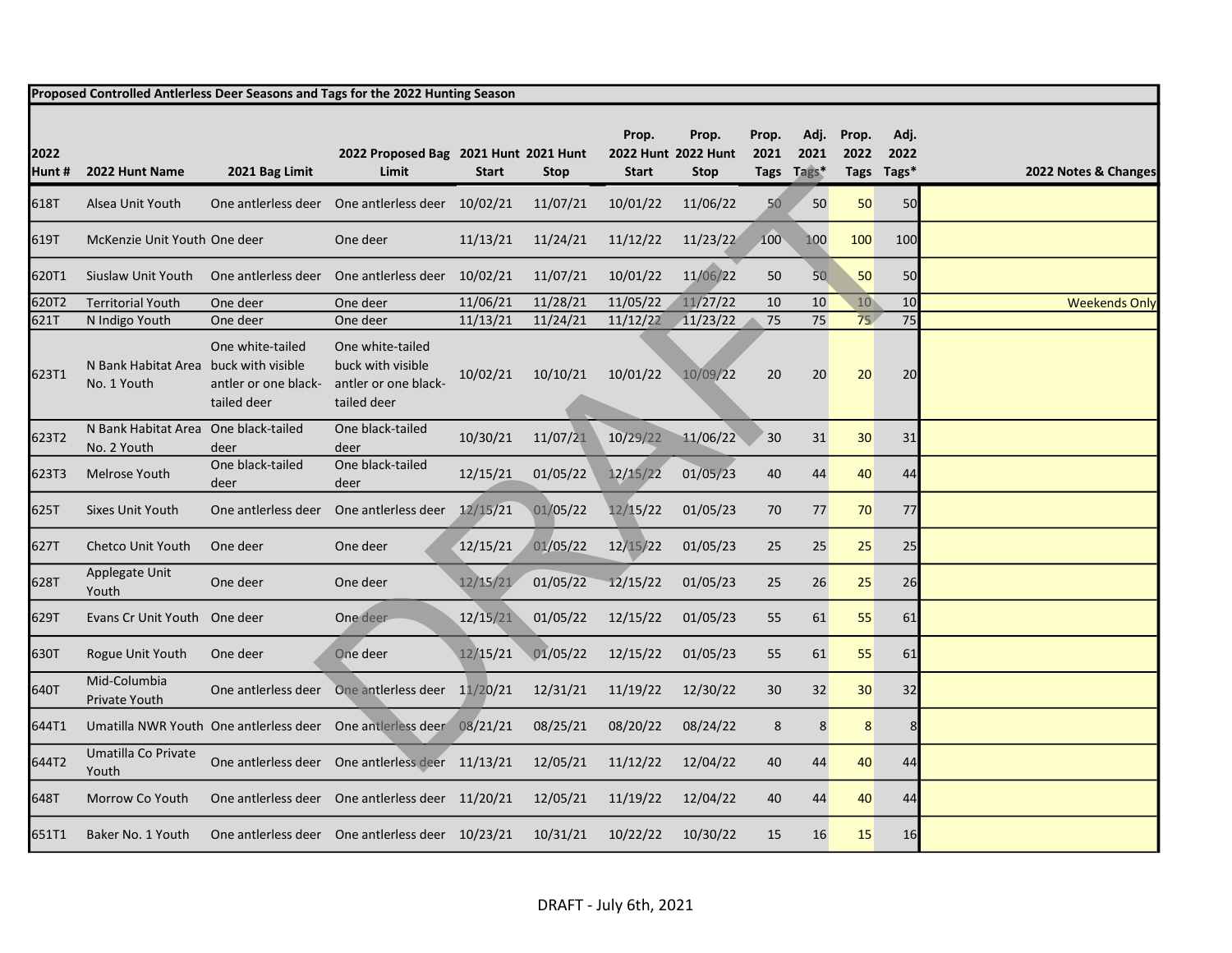| Proposed Controlled Antlerless Deer Seasons and Tags for the 2022 Hunting Season | | | | | | | | | | | | |
|---|---|---|---|---|---|---|---|---|---|---|---|---|
| 2022 Hunt # | 2022 Hunt Name | 2021 Bag Limit | 2022 Proposed Bag Limit | 2021 Hunt Start | 2021 Hunt Stop | Prop. 2022 Hunt Start | Prop. 2022 Hunt Stop | Prop. 2021 Tags | Adj. 2021 Tags* | Prop. 2022 Tags | Adj. 2022 Tags* | 2022 Notes & Changes |
| 618T | Alsea Unit Youth | One antlerless deer | One antlerless deer | 10/02/21 | 11/07/21 | 10/01/22 | 11/06/22 | 50 | 50 | 50 | 50 | |
| 619T | McKenzie Unit Youth | One deer | One deer | 11/13/21 | 11/24/21 | 11/12/22 | 11/23/22 | 100 | 100 | 100 | 100 | |
| 620T1 | Siuslaw Unit Youth | One antlerless deer | One antlerless deer | 10/02/21 | 11/07/21 | 10/01/22 | 11/06/22 | 50 | 50 | 50 | 50 | |
| 620T2 | Territorial Youth | One deer | One deer | 11/06/21 | 11/28/21 | 11/05/22 | 11/27/22 | 10 | 10 | 10 | 10 | Weekends Only |
| 621T | N Indigo Youth | One deer | One deer | 11/13/21 | 11/24/21 | 11/12/22 | 11/23/22 | 75 | 75 | 75 | 75 | |
| 623T1 | N Bank Habitat Area No. 1 Youth | One white-tailed buck with visible antler or one black-tailed deer | One white-tailed buck with visible antler or one black-tailed deer | 10/02/21 | 10/10/21 | 10/01/22 | 10/09/22 | 20 | 20 | 20 | 20 | |
| 623T2 | N Bank Habitat Area No. 2 Youth | One black-tailed deer | One black-tailed deer | 10/30/21 | 11/07/21 | 10/29/22 | 11/06/22 | 30 | 31 | 30 | 31 | |
| 623T3 | Melrose Youth | One black-tailed deer | One black-tailed deer | 12/15/21 | 01/05/22 | 12/15/22 | 01/05/23 | 40 | 44 | 40 | 44 | |
| 625T | Sixes Unit Youth | One antlerless deer | One antlerless deer | 12/15/21 | 01/05/22 | 12/15/22 | 01/05/23 | 70 | 77 | 70 | 77 | |
| 627T | Chetco Unit Youth | One deer | One deer | 12/15/21 | 01/05/22 | 12/15/22 | 01/05/23 | 25 | 25 | 25 | 25 | |
| 628T | Applegate Unit Youth | One deer | One deer | 12/15/21 | 01/05/22 | 12/15/22 | 01/05/23 | 25 | 26 | 25 | 26 | |
| 629T | Evans Cr Unit Youth | One deer | One deer | 12/15/21 | 01/05/22 | 12/15/22 | 01/05/23 | 55 | 61 | 55 | 61 | |
| 630T | Rogue Unit Youth | One deer | One deer | 12/15/21 | 01/05/22 | 12/15/22 | 01/05/23 | 55 | 61 | 55 | 61 | |
| 640T | Mid-Columbia Private Youth | One antlerless deer | One antlerless deer | 11/20/21 | 12/31/21 | 11/19/22 | 12/30/22 | 30 | 32 | 30 | 32 | |
| 644T1 | Umatilla NWR Youth | One antlerless deer | One antlerless deer | 08/21/21 | 08/25/21 | 08/20/22 | 08/24/22 | 8 | 8 | 8 | 8 | |
| 644T2 | Umatilla Co Private Youth | One antlerless deer | One antlerless deer | 11/13/21 | 12/05/21 | 11/12/22 | 12/04/22 | 40 | 44 | 40 | 44 | |
| 648T | Morrow Co Youth | One antlerless deer | One antlerless deer | 11/20/21 | 12/05/21 | 11/19/22 | 12/04/22 | 40 | 44 | 40 | 44 | |
| 651T1 | Baker No. 1 Youth | One antlerless deer | One antlerless deer | 10/23/21 | 10/31/21 | 10/22/22 | 10/30/22 | 15 | 16 | 15 | 16 | |

DRAFT - July 6th, 2021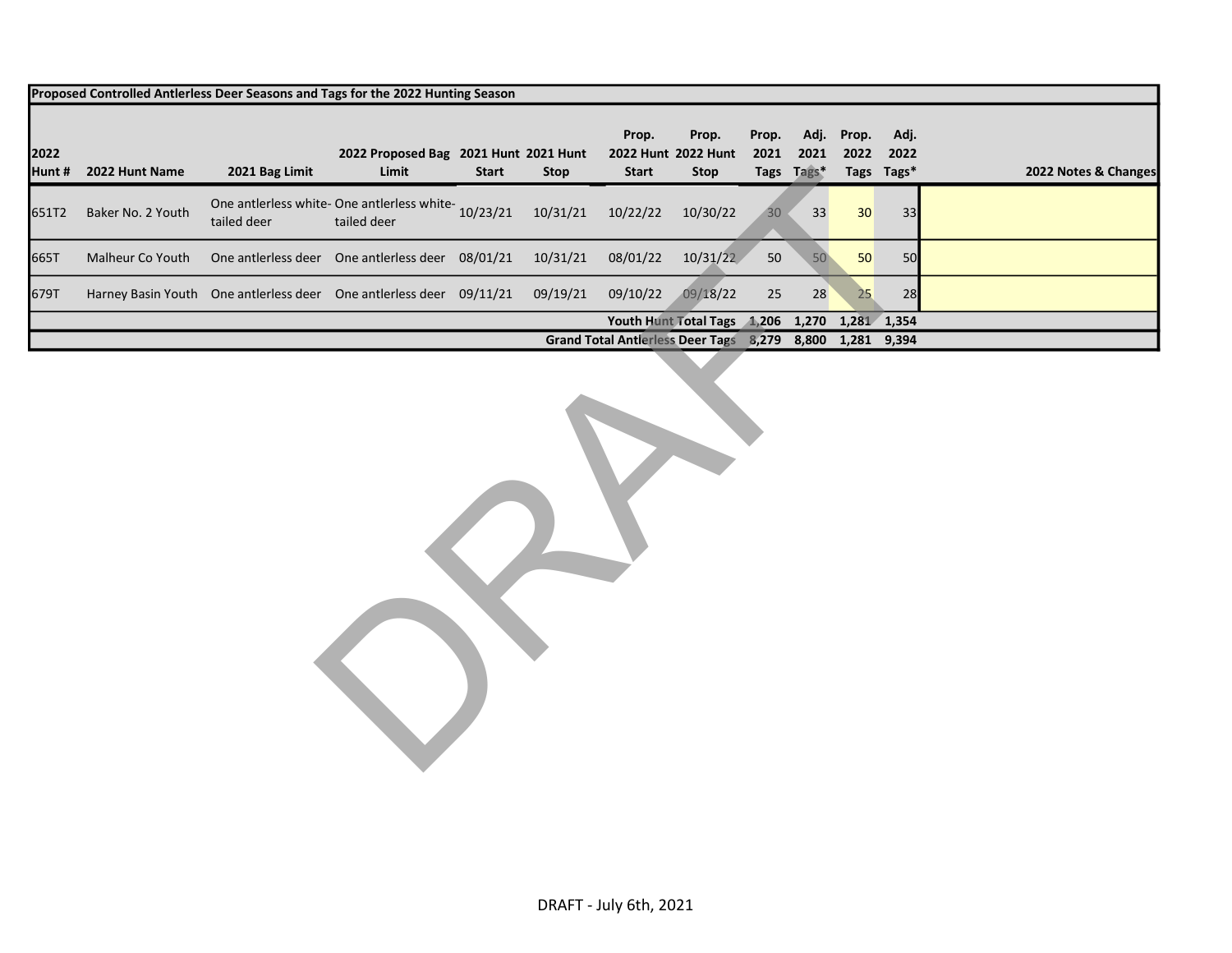| Proposed Controlled Antlerless Deer Seasons and Tags for the 2022 Hunting Season | | | | | | | | | | | | |
|---|---|---|---|---|---|---|---|---|---|---|---|---|
| 2022 Hunt # | 2022 Hunt Name | 2021 Bag Limit | 2022 Proposed Bag Limit | 2021 Hunt Start | 2021 Hunt Stop | Prop. 2022 Hunt Start | Prop. 2022 Hunt Stop | Prop. 2021 Tags | Adj. 2021 Tags* | Prop. 2022 Tags | Adj. 2022 Tags* | 2022 Notes & Changes |
| 651T2 | Baker No. 2 Youth | One antlerless white-tailed deer | One antlerless white-tailed deer | 10/23/21 | 10/31/21 | 10/22/22 | 10/30/22 | 30 | 33 | 30 | 33 | |
| 665T | Malheur Co Youth | One antlerless deer | One antlerless deer | 08/01/21 | 10/31/21 | 08/01/22 | 10/31/22 | 50 | 50 | 50 | 50 | |
| 679T | Harney Basin Youth | One antlerless deer | One antlerless deer | 09/11/21 | 09/19/21 | 09/10/22 | 09/18/22 | 25 | 28 | 25 | 28 | |
| | | | | | | Youth Hunt Total Tags | | 1,206 | 1,270 | 1,281 | 1,354 | |
| | | | | | | Grand Total Antlerless Deer Tags | | 8,279 | 8,800 | 1,281 | 9,394 | |

DRAFT - July 6th, 2021